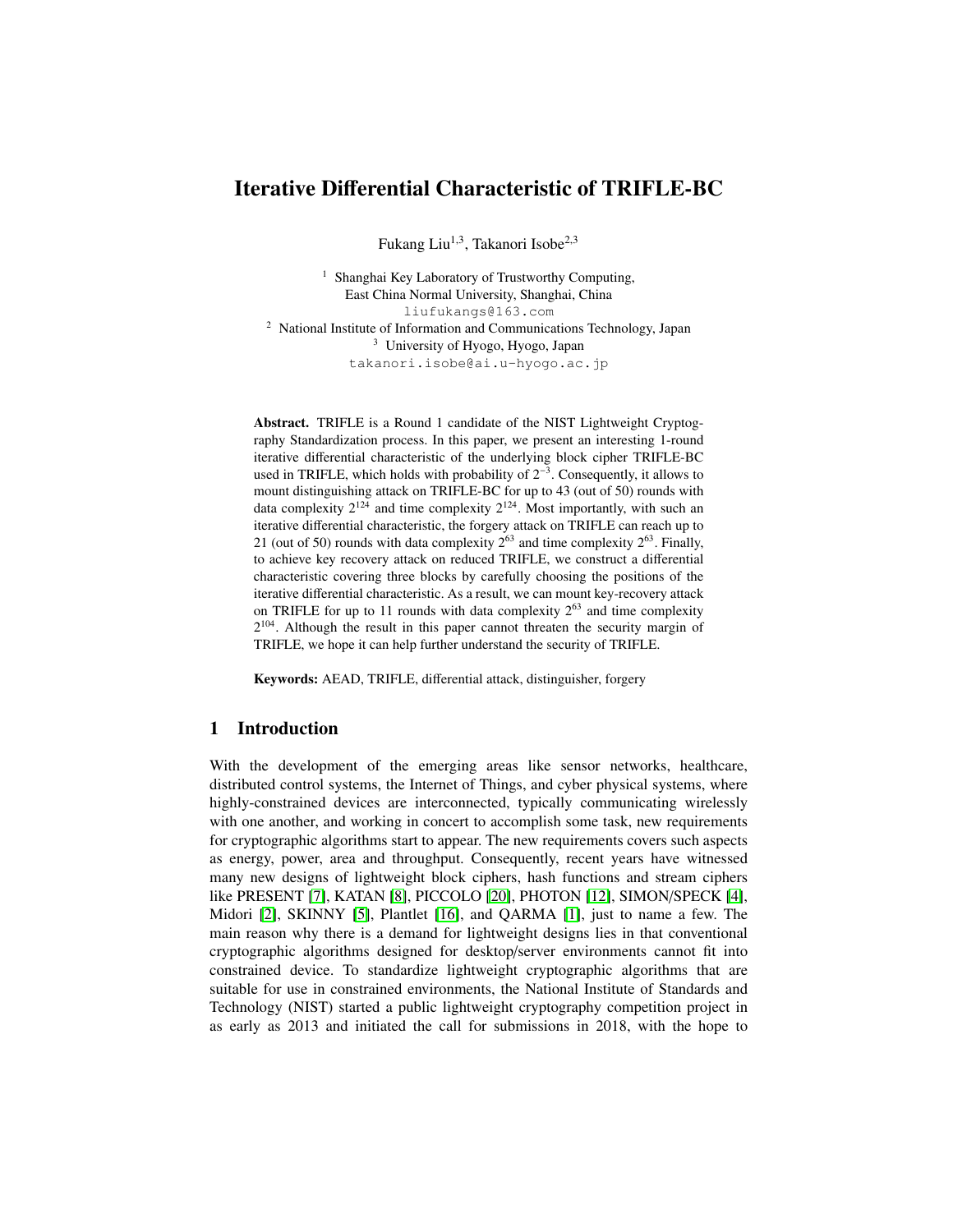# Iterative Differential Characteristic of TRIFLE-BC

Fukang Liu[1,3], Takanori Isobe[2,3]

[1] Shanghai Key Laboratory of Trustworthy Computing,
East China Normal University, Shanghai, China
liufukangs@163.com
[2] National Institute of Information and Communications Technology, Japan
[3] University of Hyogo, Hyogo, Japan
takanori.isobe@ai.u-hyogo.ac.jp

**Abstract.** TRIFLE is a Round 1 candidate of the NIST Lightweight Cryptography Standardization process. In this paper, we present an interesting 1-round iterative differential characteristic of the underlying block cipher TRIFLE-BC used in TRIFLE, which holds with probability of $2^{-3}$. Consequently, it allows to mount distinguishing attack on TRIFLE-BC for up to 43 (out of 50) rounds with data complexity $2^{124}$ and time complexity $2^{124}$. Most importantly, with such an iterative differential characteristic, the forgery attack on TRIFLE can reach up to 21 (out of 50) rounds with data complexity $2^{63}$ and time complexity $2^{63}$. Finally, to achieve key recovery attack on reduced TRIFLE, we construct a differential characteristic covering three blocks by carefully choosing the positions of the iterative differential characteristic. As a result, we can mount key-recovery attack on TRIFLE for up to 11 rounds with data complexity $2^{63}$ and time complexity $2^{104}$. Although the result in this paper cannot threaten the security margin of TRIFLE, we hope it can help further understand the security of TRIFLE.

**Keywords:** AEAD, TRIFLE, differential attack, distinguisher, forgery

## 1 Introduction

With the development of the emerging areas like sensor networks, healthcare, distributed control systems, the Internet of Things, and cyber physical systems, where highly-constrained devices are interconnected, typically communicating wirelessly with one another, and working in concert to accomplish some task, new requirements for cryptographic algorithms start to appear. The new requirements covers such aspects as energy, power, area and throughput. Consequently, recent years have witnessed many new designs of lightweight block ciphers, hash functions and stream ciphers like PRESENT [7], KATAN [8], PICCOLO [20], PHOTON [12], SIMON/SPECK [4], Midori [2], SKINNY [5], Plantlet [16], and QARMA [1], just to name a few. The main reason why there is a demand for lightweight designs lies in that conventional cryptographic algorithms designed for desktop/server environments cannot fit into constrained device. To standardize lightweight cryptographic algorithms that are suitable for use in constrained environments, the National Institute of Standards and Technology (NIST) started a public lightweight cryptography competition project in as early as 2013 and initiated the call for submissions in 2018, with the hope to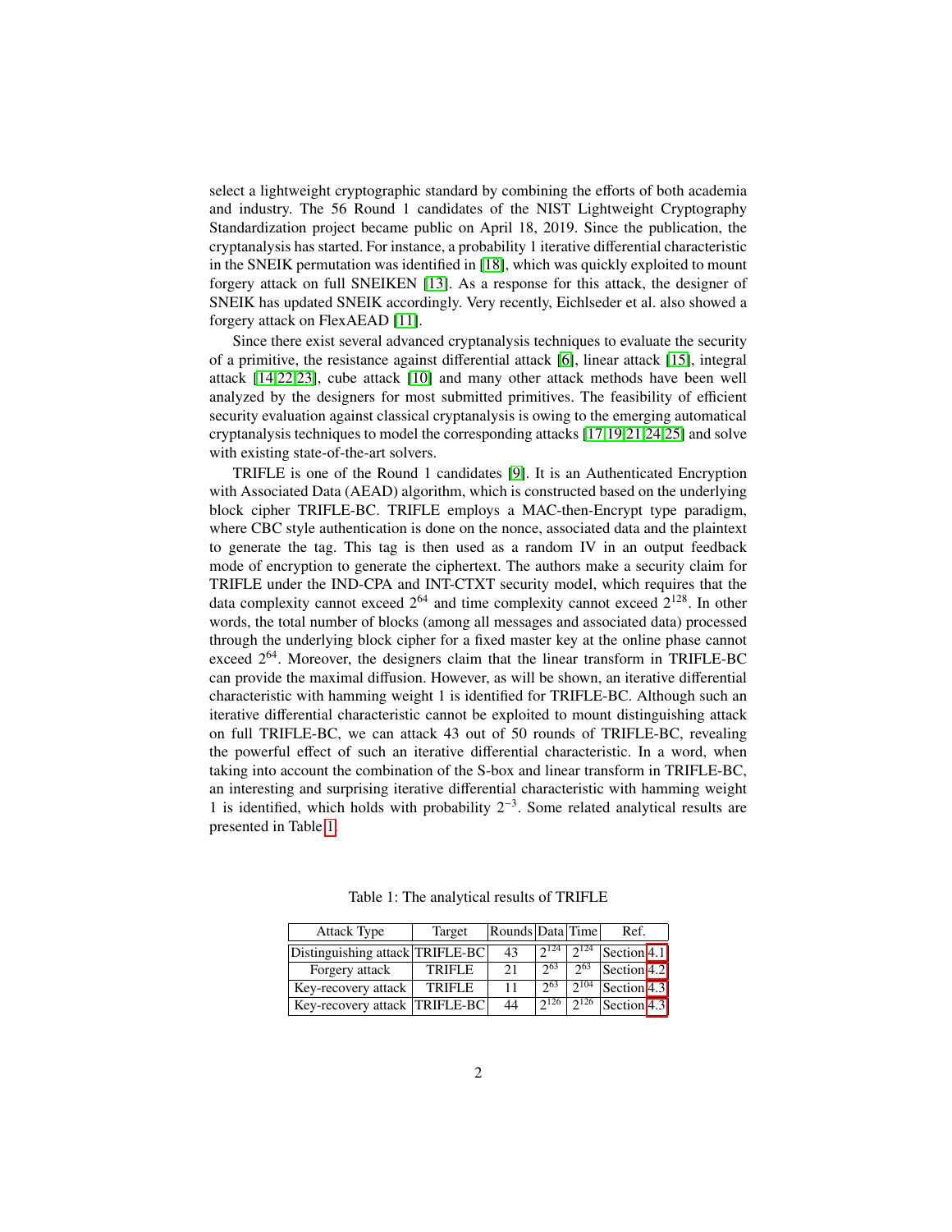select a lightweight cryptographic standard by combining the efforts of both academia and industry. The 56 Round 1 candidates of the NIST Lightweight Cryptography Standardization project became public on April 18, 2019. Since the publication, the cryptanalysis has started. For instance, a probability 1 iterative differential characteristic in the SNEIK permutation was identified in [18], which was quickly exploited to mount forgery attack on full SNEIKEN [13]. As a response for this attack, the designer of SNEIK has updated SNEIK accordingly. Very recently, Eichlseder et al. also showed a forgery attack on FlexAEAD [11].

Since there exist several advanced cryptanalysis techniques to evaluate the security of a primitive, the resistance against differential attack [6], linear attack [15], integral attack [14,22,23], cube attack [10] and many other attack methods have been well analyzed by the designers for most submitted primitives. The feasibility of efficient security evaluation against classical cryptanalysis is owing to the emerging automatical cryptanalysis techniques to model the corresponding attacks [17,19,21,24,25] and solve with existing state-of-the-art solvers.

TRIFLE is one of the Round 1 candidates [9]. It is an Authenticated Encryption with Associated Data (AEAD) algorithm, which is constructed based on the underlying block cipher TRIFLE-BC. TRIFLE employs a MAC-then-Encrypt type paradigm, where CBC style authentication is done on the nonce, associated data and the plaintext to generate the tag. This tag is then used as a random IV in an output feedback mode of encryption to generate the ciphertext. The authors make a security claim for TRIFLE under the IND-CPA and INT-CTXT security model, which requires that the data complexity cannot exceed $2^{64}$ and time complexity cannot exceed $2^{128}$. In other words, the total number of blocks (among all messages and associated data) processed through the underlying block cipher for a fixed master key at the online phase cannot exceed $2^{64}$. Moreover, the designers claim that the linear transform in TRIFLE-BC can provide the maximal diffusion. However, as will be shown, an iterative differential characteristic with hamming weight 1 is identified for TRIFLE-BC. Although such an iterative differential characteristic cannot be exploited to mount distinguishing attack on full TRIFLE-BC, we can attack 43 out of 50 rounds of TRIFLE-BC, revealing the powerful effect of such an iterative differential characteristic. In a word, when taking into account the combination of the S-box and linear transform in TRIFLE-BC, an interesting and surprising iterative differential characteristic with hamming weight 1 is identified, which holds with probability $2^{-3}$. Some related analytical results are presented in Table 1.

Table 1: The analytical results of TRIFLE

| Attack Type | Target | Rounds | Data | Time | Ref. |
|---|---|---|---|---|---|
| Distinguishing attack | TRIFLE-BC | 43 | $2^{124}$ | $2^{124}$ | Section 4.1 |
| Forgery attack | TRIFLE | 21 | $2^{63}$ | $2^{63}$ | Section 4.2 |
| Key-recovery attack | TRIFLE | 11 | $2^{63}$ | $2^{104}$ | Section 4.3 |
| Key-recovery attack | TRIFLE-BC | 44 | $2^{126}$ | $2^{126}$ | Section 4.3 |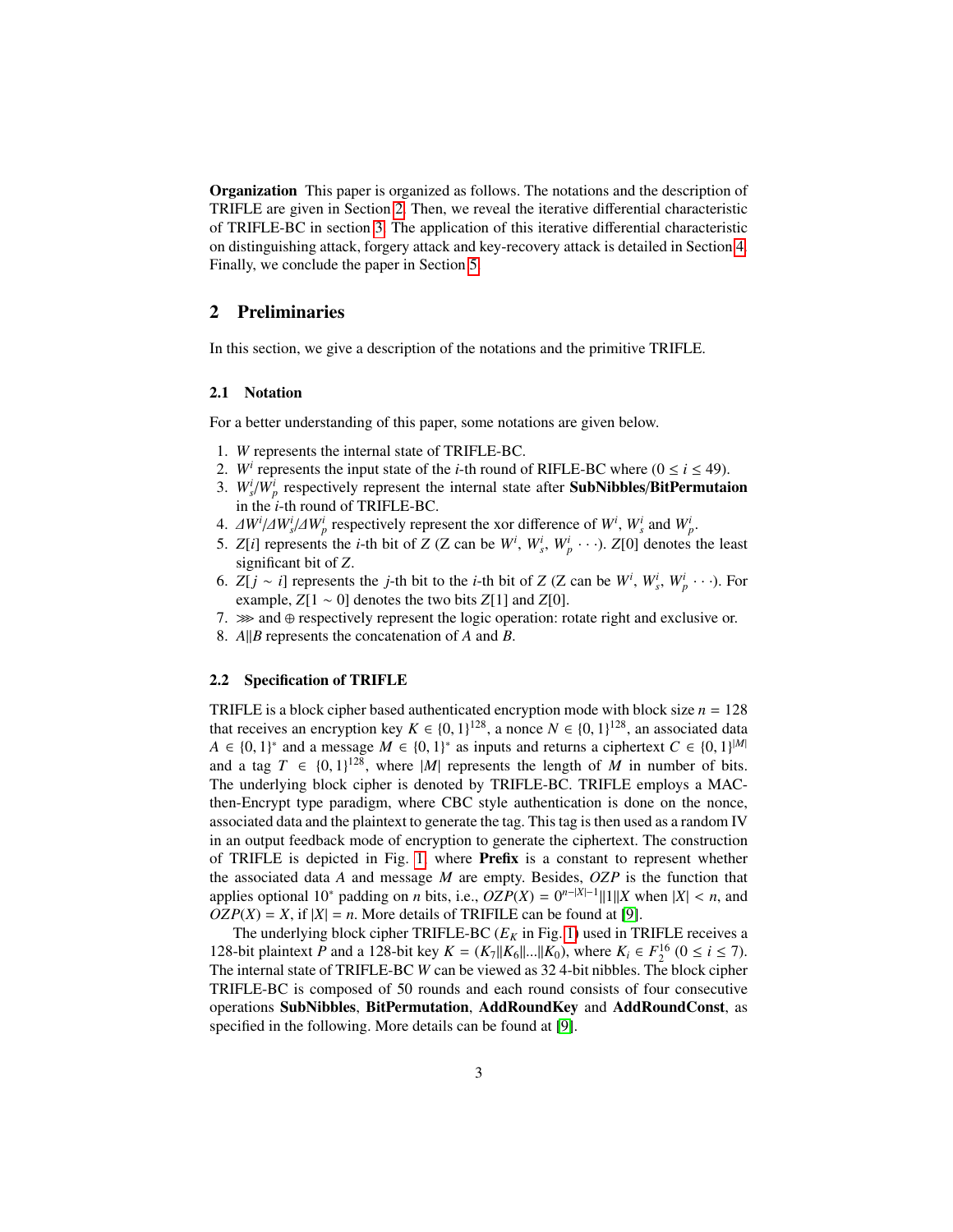**Organization** This paper is organized as follows. The notations and the description of TRIFLE are given in Section 2. Then, we reveal the iterative differential characteristic of TRIFLE-BC in section 3. The application of this iterative differential characteristic on distinguishing attack, forgery attack and key-recovery attack is detailed in Section 4. Finally, we conclude the paper in Section 5.

## 2 Preliminaries

In this section, we give a description of the notations and the primitive TRIFLE.

### 2.1 Notation

For a better understanding of this paper, some notations are given below.

1. $W$ represents the internal state of TRIFLE-BC.
2. $W^i$ represents the input state of the $i$-th round of RIFLE-BC where $(0 \le i \le 49)$.
3. $W_s^i/W_p^i$ respectively represent the internal state after **SubNibbles/BitPermutaion** in the $i$-th round of TRIFLE-BC.
4. $\Delta W^i/\Delta W_s^i/\Delta W_p^i$ respectively represent the xor difference of $W^i$, $W_s^i$ and $W_p^i$.
5. $Z[i]$ represents the $i$-th bit of $Z$ ($Z$ can be $W^i$, $W_s^i$, $W_p^i$ $\cdots$). $Z[0]$ denotes the least significant bit of $Z$.
6. $Z[j \sim i]$ represents the $j$-th bit to the $i$-th bit of $Z$ ($Z$ can be $W^i$, $W_s^i$, $W_p^i$ $\cdots$). For example, $Z[1 \sim 0]$ denotes the two bits $Z[1]$ and $Z[0]$.
7. $\ggg$ and $\oplus$ respectively represent the logic operation: rotate right and exclusive or.
8. $A\|B$ represents the concatenation of $A$ and $B$.

### 2.2 Specification of TRIFLE

TRIFLE is a block cipher based authenticated encryption mode with block size $n = 128$ that receives an encryption key $K \in \{0, 1\}^{128}$, a nonce $N \in \{0, 1\}^{128}$, an associated data $A \in \{0, 1\}^*$ and a message $M \in \{0, 1\}^*$ as inputs and returns a ciphertext $C \in \{0, 1\}^{|M|}$ and a tag $T \in \{0, 1\}^{128}$, where $|M|$ represents the length of $M$ in number of bits. The underlying block cipher is denoted by TRIFLE-BC. TRIFLE employs a MAC-then-Encrypt type paradigm, where CBC style authentication is done on the nonce, associated data and the plaintext to generate the tag. This tag is then used as a random IV in an output feedback mode of encryption to generate the ciphertext. The construction of TRIFLE is depicted in Fig. 1, where **Prefix** is a constant to represent whether the associated data $A$ and message $M$ are empty. Besides, $OZP$ is the function that applies optional $10^*$ padding on $n$ bits, i.e., $OZP(X) = 0^{n-|X|-1}\|1\|X$ when $|X| < n$, and $OZP(X) = X$, if $|X| = n$. More details of TRIFILE can be found at [9].

The underlying block cipher TRIFLE-BC ($E_K$ in Fig. 1) used in TRIFLE receives a 128-bit plaintext $P$ and a 128-bit key $K = (K_7\|K_6\|...\|K_0)$, where $K_i \in F_2^{16}$ $(0 \le i \le 7)$. The internal state of TRIFLE-BC $W$ can be viewed as 32 4-bit nibbles. The block cipher TRIFLE-BC is composed of 50 rounds and each round consists of four consecutive operations **SubNibbles**, **BitPermutation**, **AddRoundKey** and **AddRoundConst**, as specified in the following. More details can be found at [9].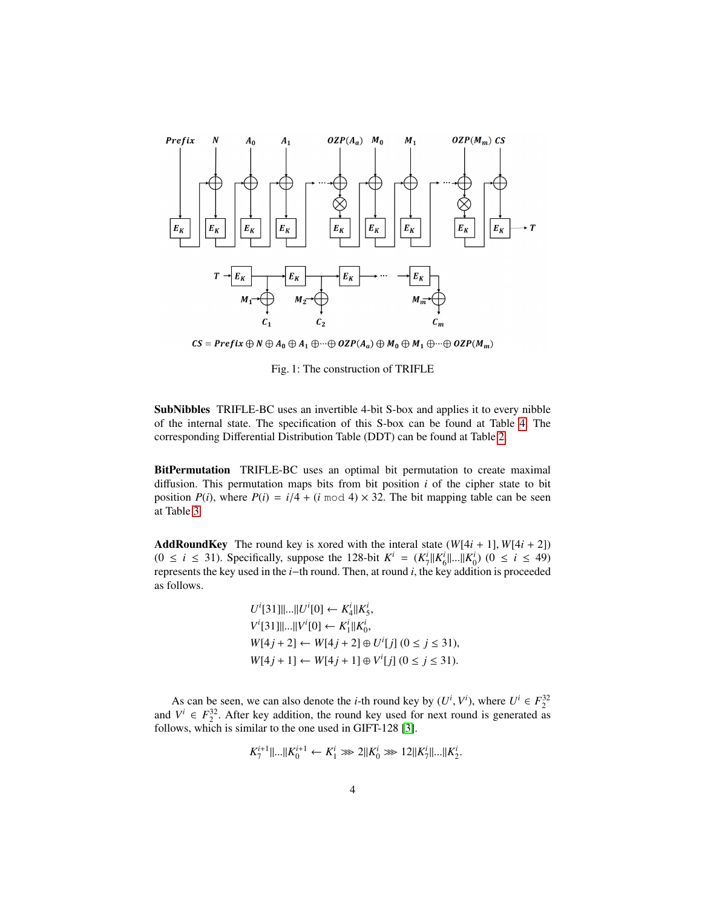$CS = Prefix \oplus N \oplus A_0 \oplus A_1 \oplus \cdots \oplus OZP(A_a) \oplus M_0 \oplus M_1 \oplus \cdots \oplus OZP(M_m)$

Fig. 1: The construction of TRIFLE

**SubNibbles** TRIFLE-BC uses an invertible 4-bit S-box and applies it to every nibble of the internal state. The specification of this S-box can be found at Table 4. The corresponding Differential Distribution Table (DDT) can be found at Table 2.

**BitPermutation** TRIFLE-BC uses an optimal bit permutation to create maximal diffusion. This permutation maps bits from bit position $i$ of the cipher state to bit position $P(i)$, where $P(i) = i/4 + (i \bmod 4) \times 32$. The bit mapping table can be seen at Table 3.

**AddRoundKey** The round key is xored with the interal state $(W[4i+1], W[4i+2])$ $(0 \le i \le 31)$. Specifically, suppose the 128-bit $K^i = (K_7^i \| K_6^i \| ... \| K_0^i)$ $(0 \le i \le 49)$ represents the key used in the $i$−th round. Then, at round $i$, the key addition is proceeded as follows.

$$
\begin{aligned}
&U^i[31]\|...\|U^i[0] \leftarrow K_4^i \| K_5^i, \\
&V^i[31]\|...\|V^i[0] \leftarrow K_1^i \| K_0^i, \\
&W[4j+2] \leftarrow W[4j+2] \oplus U^i[j] \ (0 \le j \le 31), \\
&W[4j+1] \leftarrow W[4j+1] \oplus V^i[j] \ (0 \le j \le 31).
\end{aligned}
$$

As can be seen, we can also denote the $i$-th round key by $(U^i, V^i)$, where $U^i \in F_2^{32}$ and $V^i \in F_2^{32}$. After key addition, the round key used for next round is generated as follows, which is similar to the one used in GIFT-128 [3].

$$
K_7^{i+1} \| ... \| K_0^{i+1} \leftarrow K_1^i \ggg 2 \| K_0^i \ggg 12 \| K_7^i \| ... \| K_2^i.
$$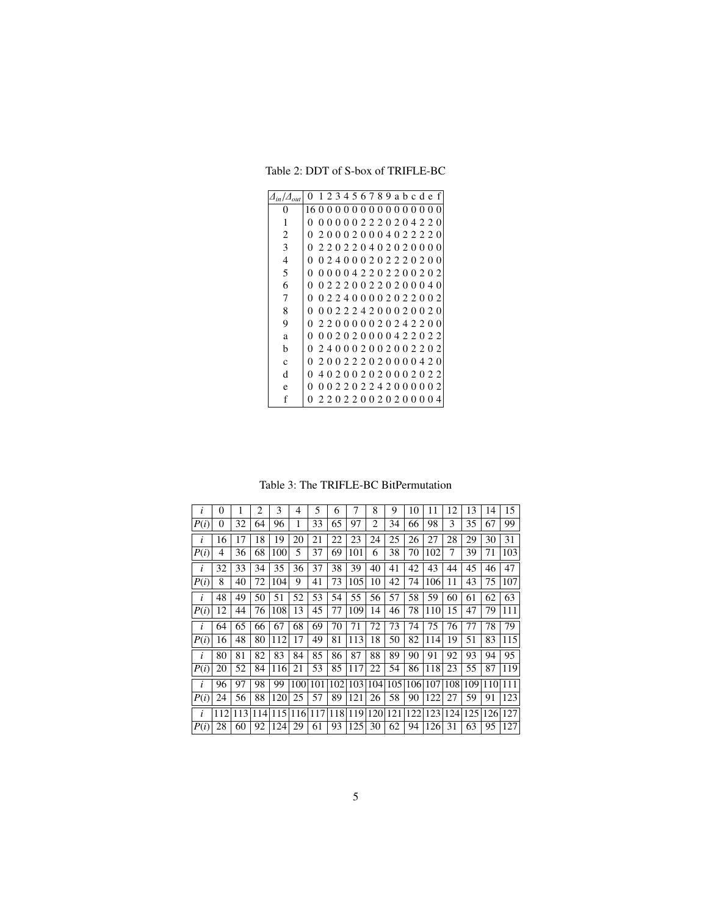Table 2: DDT of S-box of TRIFLE-BC

| $\Delta_{in}/\Delta_{out}$ | 0 | 1 | 2 | 3 | 4 | 5 | 6 | 7 | 8 | 9 | a | b | c | d | e | f |
|---|---|---|---|---|---|---|---|---|---|---|---|---|---|---|---|---|
| 0 | 16 | 0 | 0 | 0 | 0 | 0 | 0 | 0 | 0 | 0 | 0 | 0 | 0 | 0 | 0 | 0 |
| 1 | 0 | 0 | 0 | 0 | 0 | 0 | 2 | 2 | 2 | 0 | 2 | 0 | 4 | 2 | 2 | 0 |
| 2 | 0 | 2 | 0 | 0 | 0 | 2 | 0 | 0 | 0 | 4 | 0 | 2 | 2 | 2 | 2 | 0 |
| 3 | 0 | 2 | 2 | 0 | 2 | 2 | 0 | 4 | 0 | 2 | 0 | 2 | 0 | 0 | 0 | 0 |
| 4 | 0 | 0 | 2 | 4 | 0 | 0 | 0 | 2 | 0 | 2 | 2 | 2 | 0 | 2 | 0 | 0 |
| 5 | 0 | 0 | 0 | 0 | 0 | 4 | 2 | 2 | 0 | 2 | 2 | 0 | 0 | 2 | 0 | 2 |
| 6 | 0 | 0 | 2 | 2 | 2 | 0 | 0 | 2 | 2 | 0 | 2 | 0 | 0 | 0 | 4 | 0 |
| 7 | 0 | 0 | 2 | 2 | 4 | 0 | 0 | 0 | 0 | 2 | 0 | 2 | 2 | 0 | 0 | 2 |
| 8 | 0 | 0 | 0 | 2 | 2 | 2 | 4 | 2 | 0 | 0 | 0 | 2 | 0 | 0 | 2 | 0 |
| 9 | 0 | 2 | 2 | 0 | 0 | 0 | 0 | 0 | 2 | 0 | 2 | 4 | 2 | 2 | 0 | 0 |
| a | 0 | 0 | 0 | 2 | 0 | 2 | 0 | 0 | 0 | 0 | 4 | 2 | 2 | 0 | 2 | 2 |
| b | 0 | 2 | 4 | 0 | 0 | 0 | 2 | 0 | 0 | 2 | 0 | 0 | 2 | 2 | 0 | 2 |
| c | 0 | 2 | 0 | 0 | 2 | 2 | 2 | 0 | 2 | 0 | 0 | 0 | 0 | 4 | 2 | 0 |
| d | 0 | 4 | 0 | 2 | 0 | 0 | 2 | 0 | 2 | 0 | 0 | 0 | 2 | 0 | 2 | 2 |
| e | 0 | 0 | 0 | 2 | 2 | 0 | 2 | 2 | 4 | 2 | 0 | 0 | 0 | 0 | 0 | 2 |
| f | 0 | 2 | 2 | 0 | 2 | 2 | 0 | 0 | 2 | 0 | 2 | 0 | 0 | 0 | 0 | 4 |

Table 3: The TRIFLE-BC BitPermutation

| $i$ | 0 | 1 | 2 | 3 | 4 | 5 | 6 | 7 | 8 | 9 | 10 | 11 | 12 | 13 | 14 | 15 |
|---|---|---|---|---|---|---|---|---|---|---|---|---|---|---|---|---|
| $P(i)$ | 0 | 32 | 64 | 96 | 1 | 33 | 65 | 97 | 2 | 34 | 66 | 98 | 3 | 35 | 67 | 99 |
| $i$ | 16 | 17 | 18 | 19 | 20 | 21 | 22 | 23 | 24 | 25 | 26 | 27 | 28 | 29 | 30 | 31 |
| $P(i)$ | 4 | 36 | 68 | 100 | 5 | 37 | 69 | 101 | 6 | 38 | 70 | 102 | 7 | 39 | 71 | 103 |
| $i$ | 32 | 33 | 34 | 35 | 36 | 37 | 38 | 39 | 40 | 41 | 42 | 43 | 44 | 45 | 46 | 47 |
| $P(i)$ | 8 | 40 | 72 | 104 | 9 | 41 | 73 | 105 | 10 | 42 | 74 | 106 | 11 | 43 | 75 | 107 |
| $i$ | 48 | 49 | 50 | 51 | 52 | 53 | 54 | 55 | 56 | 57 | 58 | 59 | 60 | 61 | 62 | 63 |
| $P(i)$ | 12 | 44 | 76 | 108 | 13 | 45 | 77 | 109 | 14 | 46 | 78 | 110 | 15 | 47 | 79 | 111 |
| $i$ | 64 | 65 | 66 | 67 | 68 | 69 | 70 | 71 | 72 | 73 | 74 | 75 | 76 | 77 | 78 | 79 |
| $P(i)$ | 16 | 48 | 80 | 112 | 17 | 49 | 81 | 113 | 18 | 50 | 82 | 114 | 19 | 51 | 83 | 115 |
| $i$ | 80 | 81 | 82 | 83 | 84 | 85 | 86 | 87 | 88 | 89 | 90 | 91 | 92 | 93 | 94 | 95 |
| $P(i)$ | 20 | 52 | 84 | 116 | 21 | 53 | 85 | 117 | 22 | 54 | 86 | 118 | 23 | 55 | 87 | 119 |
| $i$ | 96 | 97 | 98 | 99 | 100 | 101 | 102 | 103 | 104 | 105 | 106 | 107 | 108 | 109 | 110 | 111 |
| $P(i)$ | 24 | 56 | 88 | 120 | 25 | 57 | 89 | 121 | 26 | 58 | 90 | 122 | 27 | 59 | 91 | 123 |
| $i$ | 112 | 113 | 114 | 115 | 116 | 117 | 118 | 119 | 120 | 121 | 122 | 123 | 124 | 125 | 126 | 127 |
| $P(i)$ | 28 | 60 | 92 | 124 | 29 | 61 | 93 | 125 | 30 | 62 | 94 | 126 | 31 | 63 | 95 | 127 |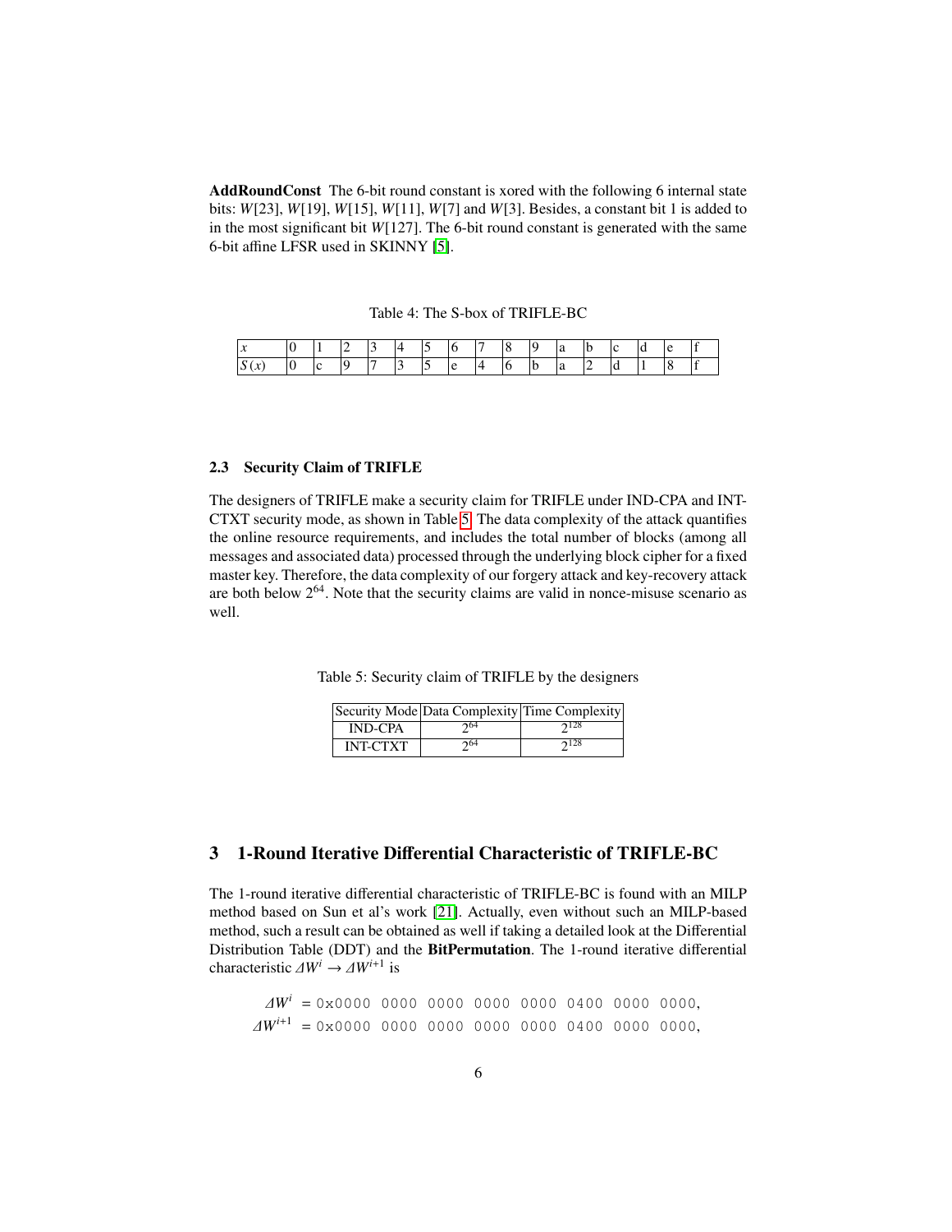**AddRoundConst** The 6-bit round constant is xored with the following 6 internal state bits: $W[23]$, $W[19]$, $W[15]$, $W[11]$, $W[7]$ and $W[3]$. Besides, a constant bit 1 is added to in the most significant bit $W[127]$. The 6-bit round constant is generated with the same 6-bit affine LFSR used in SKINNY [5].

Table 4: The S-box of TRIFLE-BC

| $x$ | 0 | 1 | 2 | 3 | 4 | 5 | 6 | 7 | 8 | 9 | a | b | c | d | e | f |
|---|---|---|---|---|---|---|---|---|---|---|---|---|---|---|---|---|
| $S(x)$ | 0 | c | 9 | 7 | 3 | 5 | e | 4 | 6 | b | a | 2 | d | 1 | 8 | f |

### 2.3 Security Claim of TRIFLE

The designers of TRIFLE make a security claim for TRIFLE under IND-CPA and INT-CTXT security mode, as shown in Table 5. The data complexity of the attack quantifies the online resource requirements, and includes the total number of blocks (among all messages and associated data) processed through the underlying block cipher for a fixed master key. Therefore, the data complexity of our forgery attack and key-recovery attack are both below $2^{64}$. Note that the security claims are valid in nonce-misuse scenario as well.

Table 5: Security claim of TRIFLE by the designers

| Security Mode | Data Complexity | Time Complexity |
|---|---|---|
| IND-CPA | $2^{64}$ | $2^{128}$ |
| INT-CTXT | $2^{64}$ | $2^{128}$ |

## 3 1-Round Iterative Differential Characteristic of TRIFLE-BC

The 1-round iterative differential characteristic of TRIFLE-BC is found with an MILP method based on Sun et al's work [21]. Actually, even without such an MILP-based method, such a result can be obtained as well if taking a detailed look at the Differential Distribution Table (DDT) and the **BitPermutation**. The 1-round iterative differential characteristic $\Delta W^i \rightarrow \Delta W^{i+1}$ is

$$\Delta W^i = \texttt{0x0000 0000 0000 0000 0000 0400 0000 0000},$$
$$\Delta W^{i+1} = \texttt{0x0000 0000 0000 0000 0000 0400 0000 0000},$$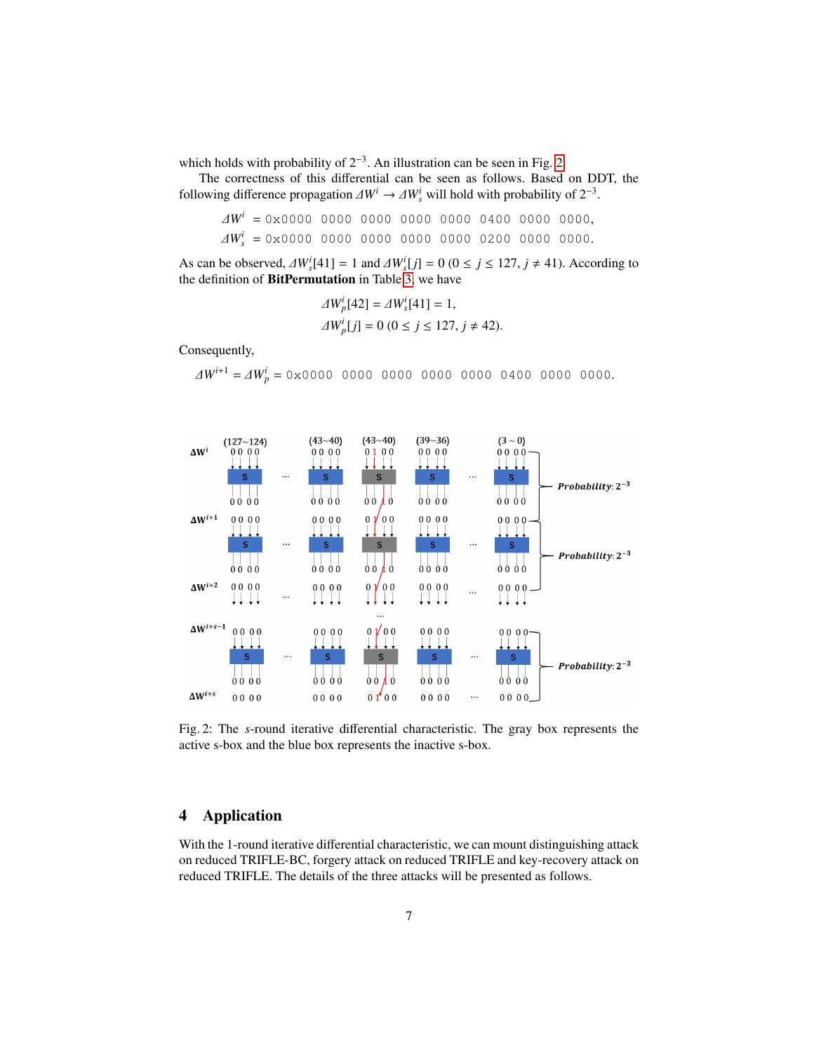which holds with probability of $2^{-3}$. An illustration can be seen in Fig. 2.

The correctness of this differential can be seen as follows. Based on DDT, the following difference propagation $\Delta W^i \rightarrow \Delta W^i_s$ will hold with probability of $2^{-3}$.

$$\Delta W^i = \texttt{0x0000 0000 0000 0000 0000 0400 0000 0000},$$
$$\Delta W^i_s = \texttt{0x0000 0000 0000 0000 0000 0200 0000 0000}.$$

As can be observed, $\Delta W^i_s[41] = 1$ and $\Delta W^i_s[j] = 0$ $(0 \leq j \leq 127, j \neq 41)$. According to the definition of **BitPermutation** in Table 3, we have

$$\Delta W^i_p[42] = \Delta W^i_s[41] = 1,$$
$$\Delta W^i_p[j] = 0 \ (0 \leq j \leq 127, j \neq 42).$$

Consequently,

$$\Delta W^{i+1} = \Delta W^i_p = \texttt{0x0000 0000 0000 0000 0000 0400 0000 0000}.$$

Fig. 2: The $s$-round iterative differential characteristic. The gray box represents the active s-box and the blue box represents the inactive s-box.

## 4 Application

With the 1-round iterative differential characteristic, we can mount distinguishing attack on reduced TRIFLE-BC, forgery attack on reduced TRIFLE and key-recovery attack on reduced TRIFLE. The details of the three attacks will be presented as follows.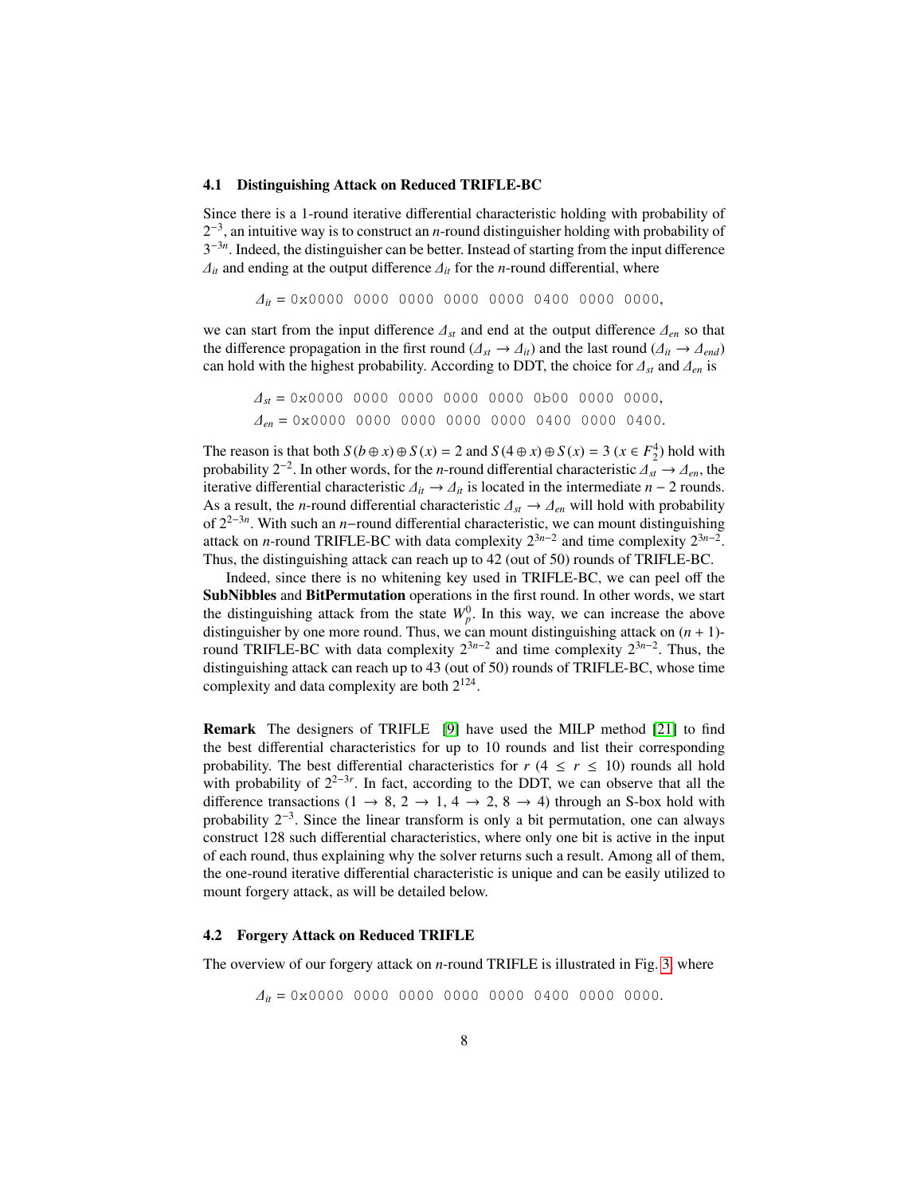### 4.1 Distinguishing Attack on Reduced TRIFLE-BC

Since there is a 1-round iterative differential characteristic holding with probability of $2^{-3}$, an intuitive way is to construct an $n$-round distinguisher holding with probability of $3^{-3n}$. Indeed, the distinguisher can be better. Instead of starting from the input difference $\Delta_{it}$ and ending at the output difference $\Delta_{it}$ for the $n$-round differential, where

$$\Delta_{it} = \texttt{0x0000 0000 0000 0000 0000 0400 0000 0000},$$

we can start from the input difference $\Delta_{st}$ and end at the output difference $\Delta_{en}$ so that the difference propagation in the first round ($\Delta_{st} \rightarrow \Delta_{it}$) and the last round ($\Delta_{it} \rightarrow \Delta_{end}$) can hold with the highest probability. According to DDT, the choice for $\Delta_{st}$ and $\Delta_{en}$ is

$$\Delta_{st} = \texttt{0x0000 0000 0000 0000 0000 0b00 0000 0000},$$
$$\Delta_{en} = \texttt{0x0000 0000 0000 0000 0000 0400 0000 0400}.$$

The reason is that both $S(b \oplus x) \oplus S(x) = 2$ and $S(4 \oplus x) \oplus S(x) = 3$ ($x \in F_2^4$) hold with probability $2^{-2}$. In other words, for the $n$-round differential characteristic $\Delta_{st} \rightarrow \Delta_{en}$, the iterative differential characteristic $\Delta_{it} \rightarrow \Delta_{it}$ is located in the intermediate $n-2$ rounds. As a result, the $n$-round differential characteristic $\Delta_{st} \rightarrow \Delta_{en}$ will hold with probability of $2^{2-3n}$. With such an $n$−round differential characteristic, we can mount distinguishing attack on $n$-round TRIFLE-BC with data complexity $2^{3n-2}$ and time complexity $2^{3n-2}$. Thus, the distinguishing attack can reach up to 42 (out of 50) rounds of TRIFLE-BC.

Indeed, since there is no whitening key used in TRIFLE-BC, we can peel off the **SubNibbles** and **BitPermutation** operations in the first round. In other words, we start the distinguishing attack from the state $W_p^0$. In this way, we can increase the above distinguisher by one more round. Thus, we can mount distinguishing attack on $(n+1)$-round TRIFLE-BC with data complexity $2^{3n-2}$ and time complexity $2^{3n-2}$. Thus, the distinguishing attack can reach up to 43 (out of 50) rounds of TRIFLE-BC, whose time complexity and data complexity are both $2^{124}$.

**Remark** The designers of TRIFLE [9] have used the MILP method [21] to find the best differential characteristics for up to 10 rounds and list their corresponding probability. The best differential characteristics for $r$ ($4 \leq r \leq 10$) rounds all hold with probability of $2^{2-3r}$. In fact, according to the DDT, we can observe that all the difference transactions ($1 \rightarrow 8$, $2 \rightarrow 1$, $4 \rightarrow 2$, $8 \rightarrow 4$) through an S-box hold with probability $2^{-3}$. Since the linear transform is only a bit permutation, one can always construct 128 such differential characteristics, where only one bit is active in the input of each round, thus explaining why the solver returns such a result. Among all of them, the one-round iterative differential characteristic is unique and can be easily utilized to mount forgery attack, as will be detailed below.

### 4.2 Forgery Attack on Reduced TRIFLE

The overview of our forgery attack on $n$-round TRIFLE is illustrated in Fig. 3, where

$$\Delta_{it} = \texttt{0x0000 0000 0000 0000 0000 0400 0000 0000}.$$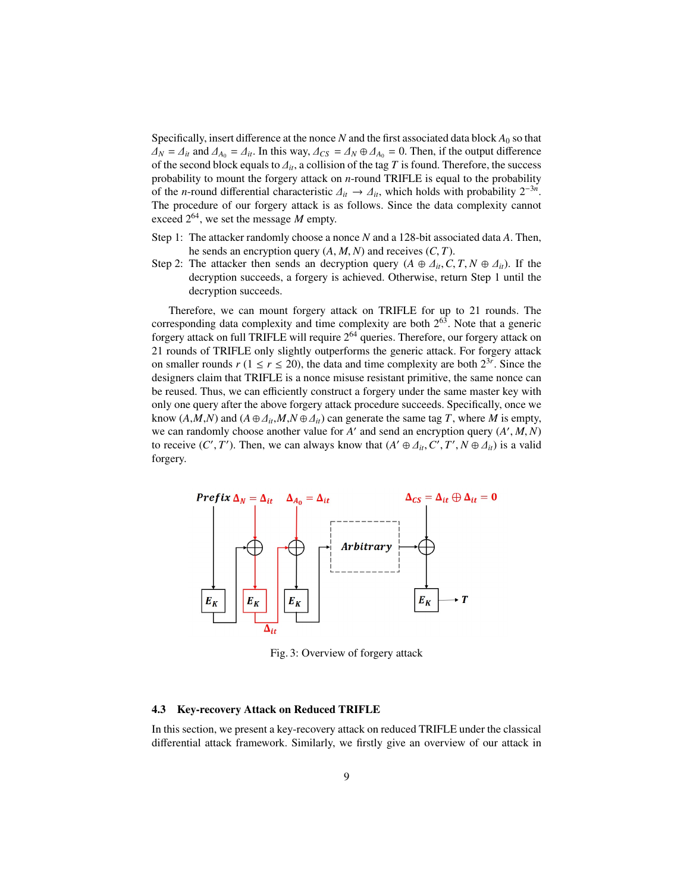Specifically, insert difference at the nonce $N$ and the first associated data block $A_0$ so that $\Delta_N = \Delta_{it}$ and $\Delta_{A_0} = \Delta_{it}$. In this way, $\Delta_{CS} = \Delta_N \oplus \Delta_{A_0} = 0$. Then, if the output difference of the second block equals to $\Delta_{it}$, a collision of the tag $T$ is found. Therefore, the success probability to mount the forgery attack on $n$-round TRIFLE is equal to the probability of the $n$-round differential characteristic $\Delta_{it} \rightarrow \Delta_{it}$, which holds with probability $2^{-3n}$. The procedure of our forgery attack is as follows. Since the data complexity cannot exceed $2^{64}$, we set the message $M$ empty.

Step 1: The attacker randomly choose a nonce $N$ and a 128-bit associated data $A$. Then, he sends an encryption query $(A, M, N)$ and receives $(C, T)$.

Step 2: The attacker then sends an decryption query $(A \oplus \Delta_{it}, C, T, N \oplus \Delta_{it})$. If the decryption succeeds, a forgery is achieved. Otherwise, return Step 1 until the decryption succeeds.

Therefore, we can mount forgery attack on TRIFLE for up to 21 rounds. The corresponding data complexity and time complexity are both $2^{63}$. Note that a generic forgery attack on full TRIFLE will require $2^{64}$ queries. Therefore, our forgery attack on 21 rounds of TRIFLE only slightly outperforms the generic attack. For forgery attack on smaller rounds $r$ ($1 \leq r \leq 20$), the data and time complexity are both $2^{3r}$. Since the designers claim that TRIFLE is a nonce misuse resistant primitive, the same nonce can be reused. Thus, we can efficiently construct a forgery under the same master key with only one query after the above forgery attack procedure succeeds. Specifically, once we know $(A,M,N)$ and $(A \oplus \Delta_{it}, M, N \oplus \Delta_{it})$ can generate the same tag $T$, where $M$ is empty, we can randomly choose another value for $A'$ and send an encryption query $(A', M, N)$ to receive $(C', T')$. Then, we can always know that $(A' \oplus \Delta_{it}, C', T', N \oplus \Delta_{it})$ is a valid forgery.

Fig. 3: Overview of forgery attack

## 4.3 Key-recovery Attack on Reduced TRIFLE

In this section, we present a key-recovery attack on reduced TRIFLE under the classical differential attack framework. Similarly, we firstly give an overview of our attack in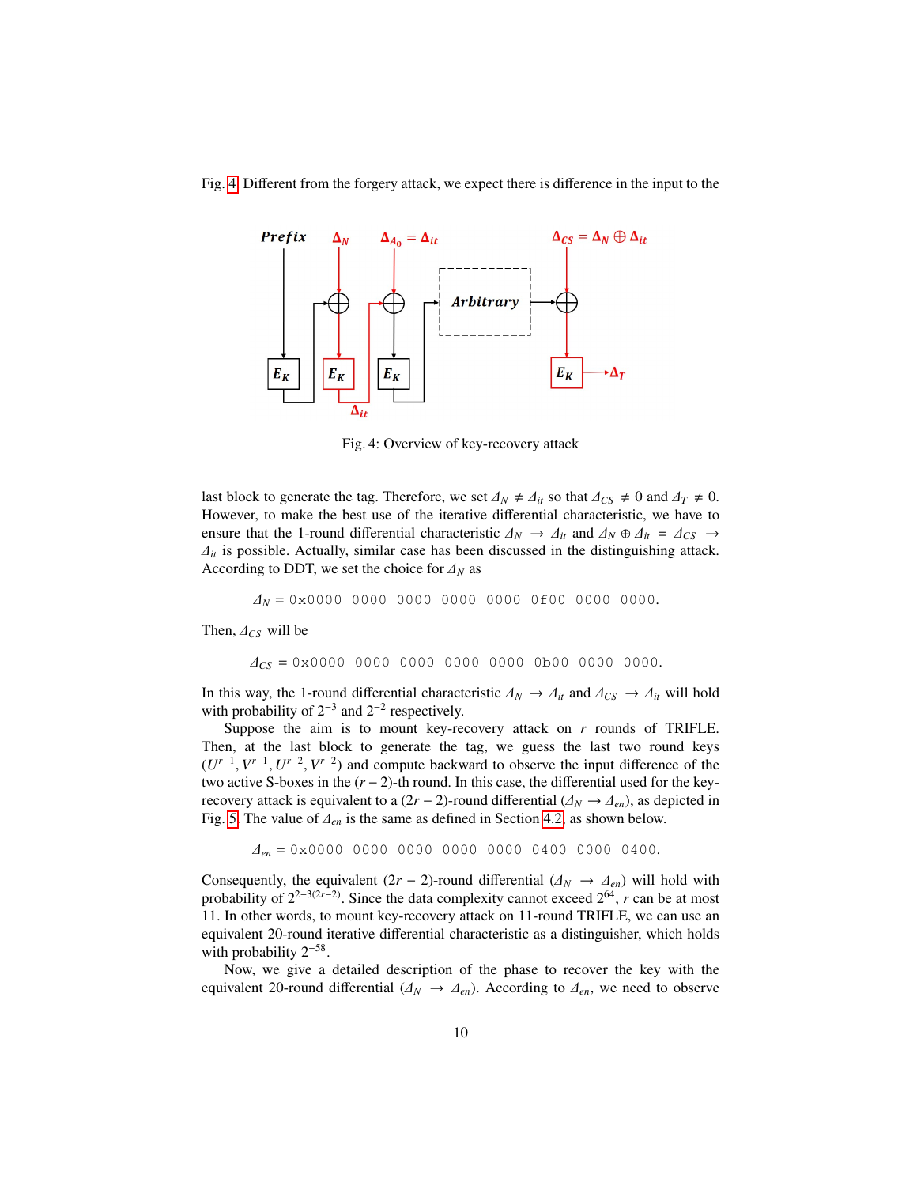Fig. 4. Different from the forgery attack, we expect there is difference in the input to the

Fig. 4: Overview of key-recovery attack

last block to generate the tag. Therefore, we set $\Delta_N \neq \Delta_{it}$ so that $\Delta_{CS} \neq 0$ and $\Delta_T \neq 0$. However, to make the best use of the iterative differential characteristic, we have to ensure that the 1-round differential characteristic $\Delta_N \rightarrow \Delta_{it}$ and $\Delta_N \oplus \Delta_{it} = \Delta_{CS} \rightarrow \Delta_{it}$ is possible. Actually, similar case has been discussed in the distinguishing attack. According to DDT, we set the choice for $\Delta_N$ as

$$\Delta_N = \texttt{0x0000 0000 0000 0000 0000 0f00 0000 0000}.$$

Then, $\Delta_{CS}$ will be

$$\Delta_{CS} = \texttt{0x0000 0000 0000 0000 0000 0b00 0000 0000}.$$

In this way, the 1-round differential characteristic $\Delta_N \rightarrow \Delta_{it}$ and $\Delta_{CS} \rightarrow \Delta_{it}$ will hold with probability of $2^{-3}$ and $2^{-2}$ respectively.

Suppose the aim is to mount key-recovery attack on $r$ rounds of TRIFLE. Then, at the last block to generate the tag, we guess the last two round keys $(U^{r-1}, V^{r-1}, U^{r-2}, V^{r-2})$ and compute backward to observe the input difference of the two active S-boxes in the $(r-2)$-th round. In this case, the differential used for the key-recovery attack is equivalent to a $(2r-2)$-round differential $(\Delta_N \rightarrow \Delta_{en})$, as depicted in Fig. 5. The value of $\Delta_{en}$ is the same as defined in Section 4.2, as shown below.

$$\Delta_{en} = \texttt{0x0000 0000 0000 0000 0000 0400 0000 0400}.$$

Consequently, the equivalent $(2r-2)$-round differential $(\Delta_N \rightarrow \Delta_{en})$ will hold with probability of $2^{2-3(2r-2)}$. Since the data complexity cannot exceed $2^{64}$, $r$ can be at most 11. In other words, to mount key-recovery attack on 11-round TRIFLE, we can use an equivalent 20-round iterative differential characteristic as a distinguisher, which holds with probability $2^{-58}$.

Now, we give a detailed description of the phase to recover the key with the equivalent 20-round differential $(\Delta_N \rightarrow \Delta_{en})$. According to $\Delta_{en}$, we need to observe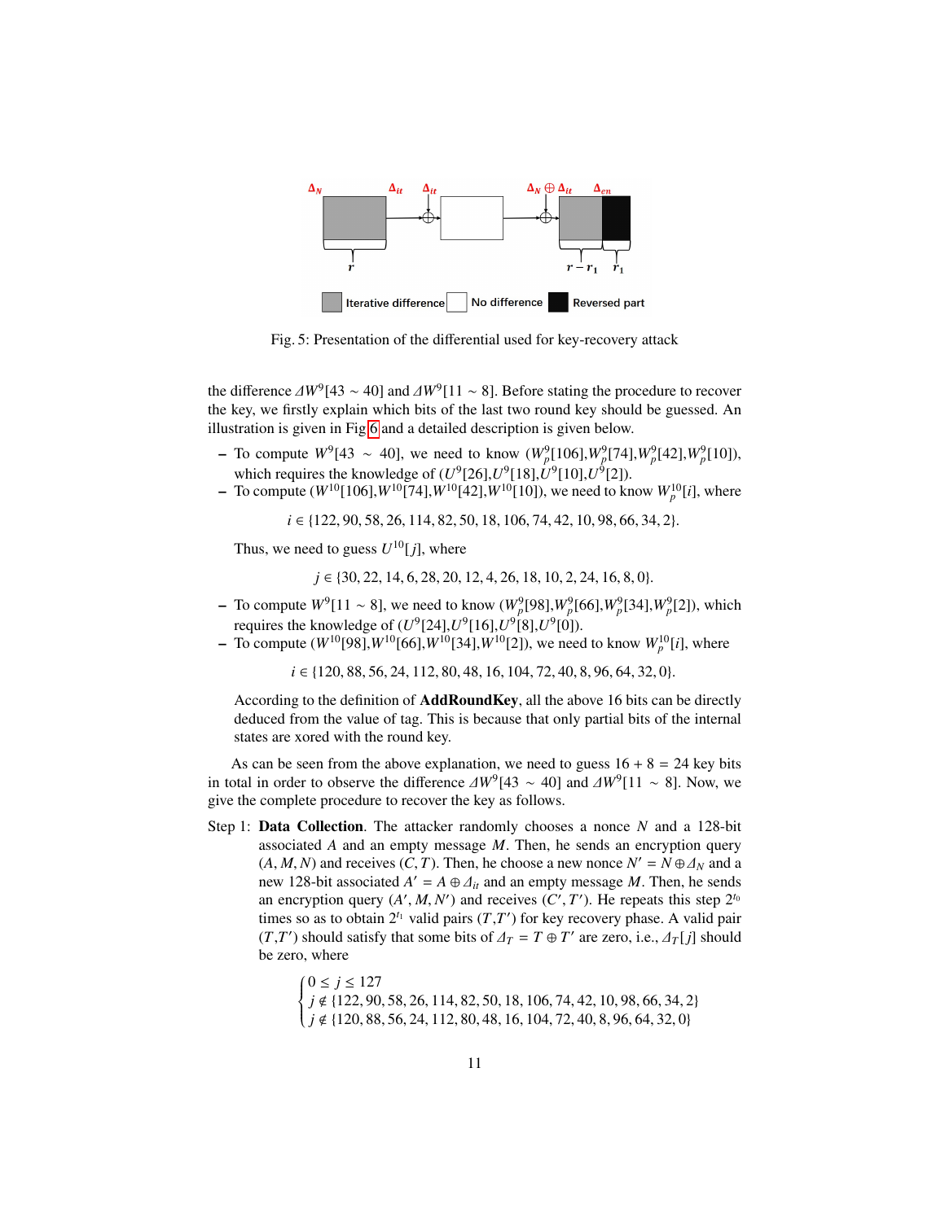Fig. 5: Presentation of the differential used for key-recovery attack

the difference $\varDelta W^9[43 \sim 40]$ and $\varDelta W^9[11 \sim 8]$. Before stating the procedure to recover the key, we firstly explain which bits of the last two round key should be guessed. An illustration is given in Fig 6 and a detailed description is given below.

- To compute $W^9[43 \sim 40]$, we need to know $(W_p^9[106], W_p^9[74], W_p^9[42], W_p^9[10])$, which requires the knowledge of $(U^9[26], U^9[18], U^9[10], U^9[2])$.
- To compute $(W^{10}[106], W^{10}[74], W^{10}[42], W^{10}[10])$, we need to know $W_p^{10}[i]$, where

  $$i \in \{122, 90, 58, 26, 114, 82, 50, 18, 106, 74, 42, 10, 98, 66, 34, 2\}.$$

  Thus, we need to guess $U^{10}[j]$, where

  $$j \in \{30, 22, 14, 6, 28, 20, 12, 4, 26, 18, 10, 2, 24, 16, 8, 0\}.$$

- To compute $W^9[11 \sim 8]$, we need to know $(W_p^9[98], W_p^9[66], W_p^9[34], W_p^9[2])$, which requires the knowledge of $(U^9[24], U^9[16], U^9[8], U^9[0])$.
- To compute $(W^{10}[98], W^{10}[66], W^{10}[34], W^{10}[2])$, we need to know $W_p^{10}[i]$, where

  $$i \in \{120, 88, 56, 24, 112, 80, 48, 16, 104, 72, 40, 8, 96, 64, 32, 0\}.$$

  According to the definition of **AddRoundKey**, all the above 16 bits can be directly deduced from the value of tag. This is because that only partial bits of the internal states are xored with the round key.

As can be seen from the above explanation, we need to guess $16 + 8 = 24$ key bits in total in order to observe the difference $\varDelta W^9[43 \sim 40]$ and $\varDelta W^9[11 \sim 8]$. Now, we give the complete procedure to recover the key as follows.

Step 1: **Data Collection**. The attacker randomly chooses a nonce $N$ and a 128-bit associated $A$ and an empty message $M$. Then, he sends an encryption query $(A, M, N)$ and receives $(C, T)$. Then, he choose a new nonce $N' = N \oplus \varDelta_N$ and a new 128-bit associated $A' = A \oplus \varDelta_{it}$ and an empty message $M$. Then, he sends an encryption query $(A', M, N')$ and receives $(C', T')$. He repeats this step $2^{t_0}$ times so as to obtain $2^{t_1}$ valid pairs $(T, T')$ for key recovery phase. A valid pair $(T, T')$ should satisfy that some bits of $\varDelta_T = T \oplus T'$ are zero, i.e., $\varDelta_T[j]$ should be zero, where

$$\begin{cases} 0 \leq j \leq 127 \\ j \notin \{122, 90, 58, 26, 114, 82, 50, 18, 106, 74, 42, 10, 98, 66, 34, 2\} \\ j \notin \{120, 88, 56, 24, 112, 80, 48, 16, 104, 72, 40, 8, 96, 64, 32, 0\} \end{cases}$$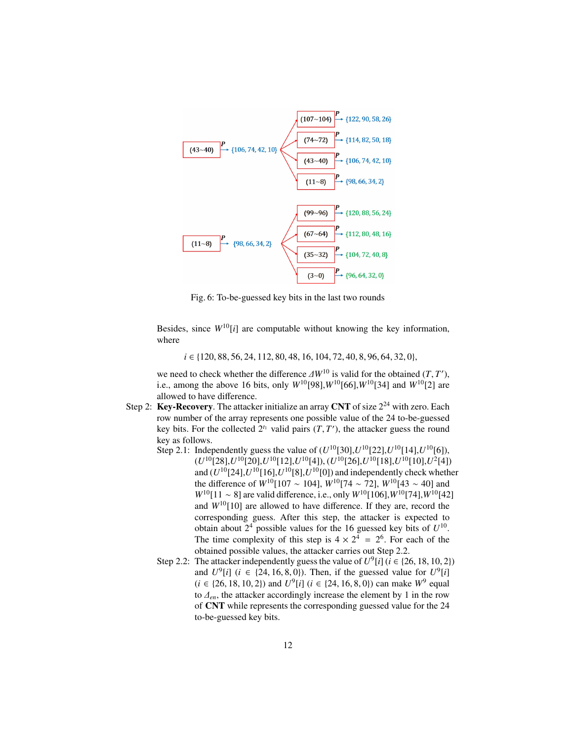(43∼40) $\xrightarrow{P}$ {106, 74, 42, 10} → (107∼104) $\xrightarrow{P}$ {122, 90, 58, 26}; (74∼72) $\xrightarrow{P}$ {114, 82, 50, 18}; (43∼40) $\xrightarrow{P}$ {106, 74, 42, 10}; (11∼8) $\xrightarrow{P}$ {98, 66, 34, 2}

(11∼8) $\xrightarrow{P}$ {98, 66, 34, 2} → (99∼96) $\xrightarrow{P}$ {120, 88, 56, 24}; (67∼64) $\xrightarrow{P}$ {112, 80, 48, 16}; (35∼32) $\xrightarrow{P}$ {104, 72, 40, 8}; (3∼0) $\xrightarrow{P}$ {96, 64, 32, 0}

Fig. 6: To-be-guessed key bits in the last two rounds

Besides, since $W^{10}[i]$ are computable without knowing the key information, where

$$i \in \{120, 88, 56, 24, 112, 80, 48, 16, 104, 72, 40, 8, 96, 64, 32, 0\},$$

we need to check whether the difference $\Delta W^{10}$ is valid for the obtained $(T, T')$, i.e., among the above 16 bits, only $W^{10}[98]$,$W^{10}[66]$,$W^{10}[34]$ and $W^{10}[2]$ are allowed to have difference.

Step 2: **Key-Recovery**. The attacker initialize an array **CNT** of size $2^{24}$ with zero. Each row number of the array represents one possible value of the 24 to-be-guessed key bits. For the collected $2^{t_1}$ valid pairs $(T, T')$, the attacker guess the round key as follows.

Step 2.1: Independently guess the value of $(U^{10}[30]$,$U^{10}[22]$,$U^{10}[14]$,$U^{10}[6])$, $(U^{10}[28]$,$U^{10}[20]$,$U^{10}[12]$,$U^{10}[4])$, $(U^{10}[26]$,$U^{10}[18]$,$U^{10}[10]$,$U^{2}[4])$ and $(U^{10}[24]$,$U^{10}[16]$,$U^{10}[8]$,$U^{10}[0])$ and independently check whether the difference of $W^{10}[107 \sim 104]$, $W^{10}[74 \sim 72]$, $W^{10}[43 \sim 40]$ and $W^{10}[11 \sim 8]$ are valid difference, i.e., only $W^{10}[106]$,$W^{10}[74]$,$W^{10}[42]$ and $W^{10}[10]$ are allowed to have difference. If they are, record the corresponding guess. After this step, the attacker is expected to obtain about $2^4$ possible values for the 16 guessed key bits of $U^{10}$. The time complexity of this step is $4 \times 2^4 = 2^6$. For each of the obtained possible values, the attacker carries out Step 2.2.

Step 2.2: The attacker independently guess the value of $U^9[i]$ $(i \in \{26, 18, 10, 2\})$ and $U^9[i]$ $(i \in \{24, 16, 8, 0\})$. Then, if the guessed value for $U^9[i]$ $(i \in \{26, 18, 10, 2\})$ and $U^9[i]$ $(i \in \{24, 16, 8, 0\})$ can make $W^9$ equal to $\Delta_{en}$, the attacker accordingly increase the element by 1 in the row of **CNT** while represents the corresponding guessed value for the 24 to-be-guessed key bits.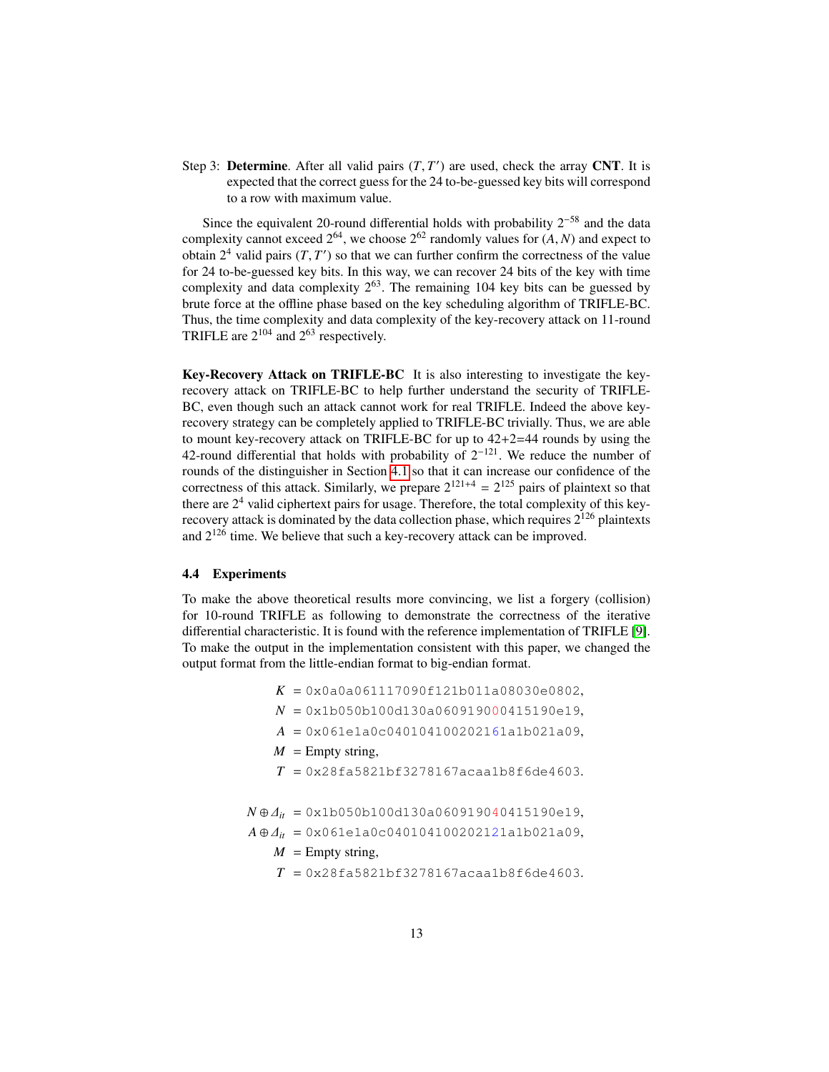Step 3: **Determine**. After all valid pairs $(T, T')$ are used, check the array **CNT**. It is expected that the correct guess for the 24 to-be-guessed key bits will correspond to a row with maximum value.

Since the equivalent 20-round differential holds with probability $2^{-58}$ and the data complexity cannot exceed $2^{64}$, we choose $2^{62}$ randomly values for $(A, N)$ and expect to obtain $2^4$ valid pairs $(T, T')$ so that we can further confirm the correctness of the value for 24 to-be-guessed key bits. In this way, we can recover 24 bits of the key with time complexity and data complexity $2^{63}$. The remaining 104 key bits can be guessed by brute force at the offline phase based on the key scheduling algorithm of TRIFLE-BC. Thus, the time complexity and data complexity of the key-recovery attack on 11-round TRIFLE are $2^{104}$ and $2^{63}$ respectively.

**Key-Recovery Attack on TRIFLE-BC** It is also interesting to investigate the key-recovery attack on TRIFLE-BC to help further understand the security of TRIFLE-BC, even though such an attack cannot work for real TRIFLE. Indeed the above key-recovery strategy can be completely applied to TRIFLE-BC trivially. Thus, we are able to mount key-recovery attack on TRIFLE-BC for up to 42+2=44 rounds by using the 42-round differential that holds with probability of $2^{-121}$. We reduce the number of rounds of the distinguisher in Section 4.1 so that it can increase our confidence of the correctness of this attack. Similarly, we prepare $2^{121+4} = 2^{125}$ pairs of plaintext so that there are $2^4$ valid ciphertext pairs for usage. Therefore, the total complexity of this key-recovery attack is dominated by the data collection phase, which requires $2^{126}$ plaintexts and $2^{126}$ time. We believe that such a key-recovery attack can be improved.

### 4.4 Experiments

To make the above theoretical results more convincing, we list a forgery (collision) for 10-round TRIFLE as following to demonstrate the correctness of the iterative differential characteristic. It is found with the reference implementation of TRIFLE [9]. To make the output in the implementation consistent with this paper, we changed the output format from the little-endian format to big-endian format.

$K$ = 0x0a0a061117090f121b011a08030e0802,
$N$ = 0x1b050b100d130a060919000415190e19,
$A$ = 0x061e1a0c040104100202161a1b021a09,
$M$ = Empty string,
$T$ = 0x28fa5821bf3278167acaa1b8f6de4603.

$N \oplus \Delta_{it}$ = 0x1b050b100d130a060919040415190e19,
$A \oplus \Delta_{it}$ = 0x061e1a0c040104100202121a1b021a09,
$M$ = Empty string,
$T$ = 0x28fa5821bf3278167acaa1b8f6de4603.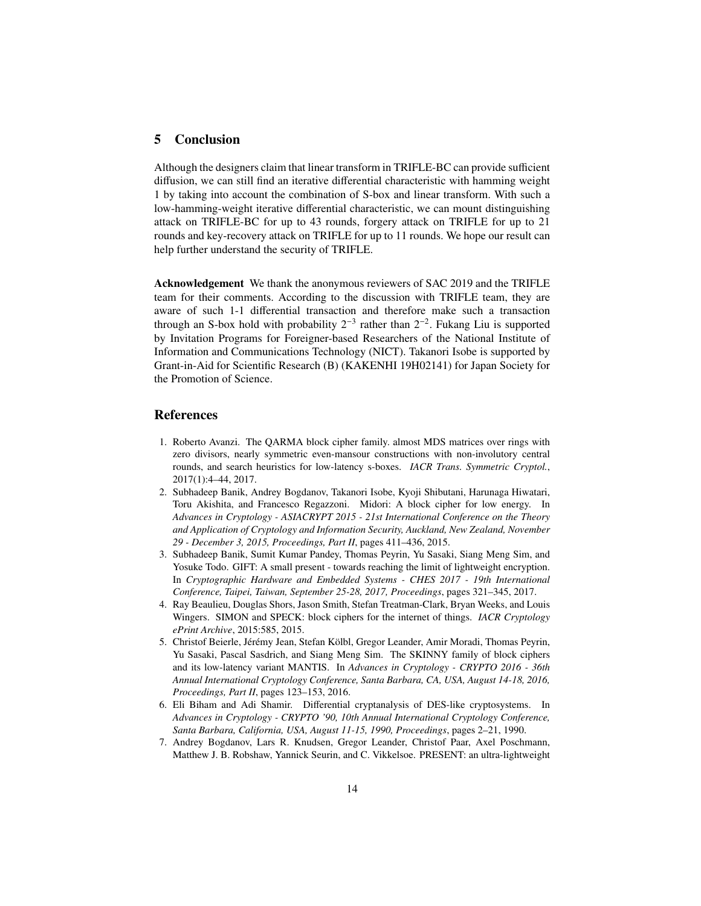## 5 Conclusion

Although the designers claim that linear transform in TRIFLE-BC can provide sufficient diffusion, we can still find an iterative differential characteristic with hamming weight 1 by taking into account the combination of S-box and linear transform. With such a low-hamming-weight iterative differential characteristic, we can mount distinguishing attack on TRIFLE-BC for up to 43 rounds, forgery attack on TRIFLE for up to 21 rounds and key-recovery attack on TRIFLE for up to 11 rounds. We hope our result can help further understand the security of TRIFLE.

**Acknowledgement** We thank the anonymous reviewers of SAC 2019 and the TRIFLE team for their comments. According to the discussion with TRIFLE team, they are aware of such 1-1 differential transaction and therefore make such a transaction through an S-box hold with probability $2^{-3}$ rather than $2^{-2}$. Fukang Liu is supported by Invitation Programs for Foreigner-based Researchers of the National Institute of Information and Communications Technology (NICT). Takanori Isobe is supported by Grant-in-Aid for Scientific Research (B) (KAKENHI 19H02141) for Japan Society for the Promotion of Science.

## References

1. Roberto Avanzi. The QARMA block cipher family. almost MDS matrices over rings with zero divisors, nearly symmetric even-mansour constructions with non-involutory central rounds, and search heuristics for low-latency s-boxes. *IACR Trans. Symmetric Cryptol.*, 2017(1):4–44, 2017.
2. Subhadeep Banik, Andrey Bogdanov, Takanori Isobe, Kyoji Shibutani, Harunaga Hiwatari, Toru Akishita, and Francesco Regazzoni. Midori: A block cipher for low energy. In *Advances in Cryptology - ASIACRYPT 2015 - 21st International Conference on the Theory and Application of Cryptology and Information Security, Auckland, New Zealand, November 29 - December 3, 2015, Proceedings, Part II*, pages 411–436, 2015.
3. Subhadeep Banik, Sumit Kumar Pandey, Thomas Peyrin, Yu Sasaki, Siang Meng Sim, and Yosuke Todo. GIFT: A small present - towards reaching the limit of lightweight encryption. In *Cryptographic Hardware and Embedded Systems - CHES 2017 - 19th International Conference, Taipei, Taiwan, September 25-28, 2017, Proceedings*, pages 321–345, 2017.
4. Ray Beaulieu, Douglas Shors, Jason Smith, Stefan Treatman-Clark, Bryan Weeks, and Louis Wingers. SIMON and SPECK: block ciphers for the internet of things. *IACR Cryptology ePrint Archive*, 2015:585, 2015.
5. Christof Beierle, Jérémy Jean, Stefan Kölbl, Gregor Leander, Amir Moradi, Thomas Peyrin, Yu Sasaki, Pascal Sasdrich, and Siang Meng Sim. The SKINNY family of block ciphers and its low-latency variant MANTIS. In *Advances in Cryptology - CRYPTO 2016 - 36th Annual International Cryptology Conference, Santa Barbara, CA, USA, August 14-18, 2016, Proceedings, Part II*, pages 123–153, 2016.
6. Eli Biham and Adi Shamir. Differential cryptanalysis of DES-like cryptosystems. In *Advances in Cryptology - CRYPTO '90, 10th Annual International Cryptology Conference, Santa Barbara, California, USA, August 11-15, 1990, Proceedings*, pages 2–21, 1990.
7. Andrey Bogdanov, Lars R. Knudsen, Gregor Leander, Christof Paar, Axel Poschmann, Matthew J. B. Robshaw, Yannick Seurin, and C. Vikkelsoe. PRESENT: an ultra-lightweight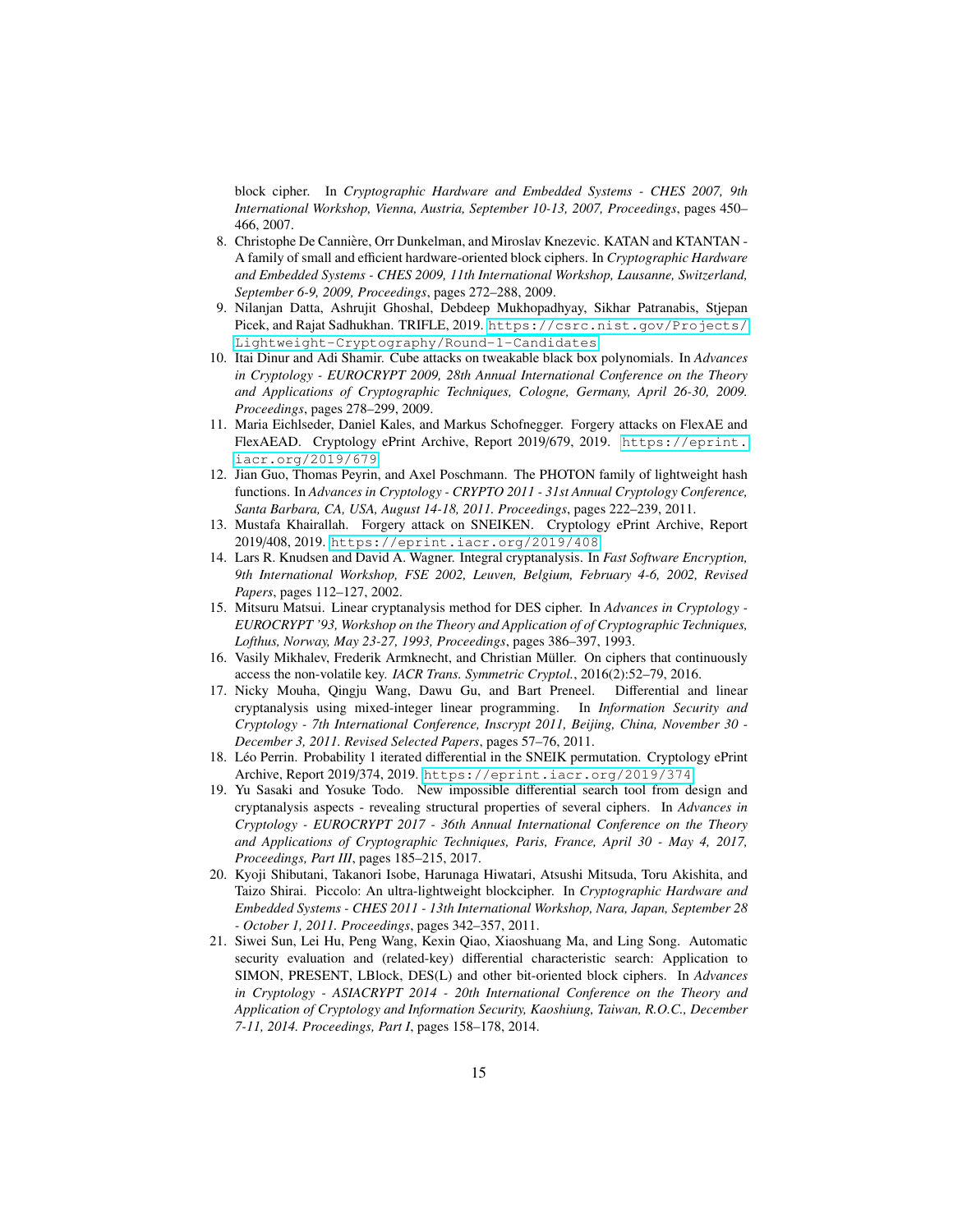block cipher. In *Cryptographic Hardware and Embedded Systems - CHES 2007, 9th International Workshop, Vienna, Austria, September 10-13, 2007, Proceedings*, pages 450–466, 2007.

8. Christophe De Cannière, Orr Dunkelman, and Miroslav Knezevic. KATAN and KTANTAN - A family of small and efficient hardware-oriented block ciphers. In *Cryptographic Hardware and Embedded Systems - CHES 2009, 11th International Workshop, Lausanne, Switzerland, September 6-9, 2009, Proceedings*, pages 272–288, 2009.
9. Nilanjan Datta, Ashrujit Ghoshal, Debdeep Mukhopadhyay, Sikhar Patranabis, Stjepan Picek, and Rajat Sadhukhan. TRIFLE, 2019. `https://csrc.nist.gov/Projects/Lightweight-Cryptography/Round-1-Candidates`
10. Itai Dinur and Adi Shamir. Cube attacks on tweakable black box polynomials. In *Advances in Cryptology - EUROCRYPT 2009, 28th Annual International Conference on the Theory and Applications of Cryptographic Techniques, Cologne, Germany, April 26-30, 2009. Proceedings*, pages 278–299, 2009.
11. Maria Eichlseder, Daniel Kales, and Markus Schofnegger. Forgery attacks on FlexAE and FlexAEAD. Cryptology ePrint Archive, Report 2019/679, 2019. `https://eprint.iacr.org/2019/679`
12. Jian Guo, Thomas Peyrin, and Axel Poschmann. The PHOTON family of lightweight hash functions. In *Advances in Cryptology - CRYPTO 2011 - 31st Annual Cryptology Conference, Santa Barbara, CA, USA, August 14-18, 2011. Proceedings*, pages 222–239, 2011.
13. Mustafa Khairallah. Forgery attack on SNEIKEN. Cryptology ePrint Archive, Report 2019/408, 2019. `https://eprint.iacr.org/2019/408`
14. Lars R. Knudsen and David A. Wagner. Integral cryptanalysis. In *Fast Software Encryption, 9th International Workshop, FSE 2002, Leuven, Belgium, February 4-6, 2002, Revised Papers*, pages 112–127, 2002.
15. Mitsuru Matsui. Linear cryptanalysis method for DES cipher. In *Advances in Cryptology - EUROCRYPT '93, Workshop on the Theory and Application of of Cryptographic Techniques, Lofthus, Norway, May 23-27, 1993, Proceedings*, pages 386–397, 1993.
16. Vasily Mikhalev, Frederik Armknecht, and Christian Müller. On ciphers that continuously access the non-volatile key. *IACR Trans. Symmetric Cryptol.*, 2016(2):52–79, 2016.
17. Nicky Mouha, Qingju Wang, Dawu Gu, and Bart Preneel. Differential and linear cryptanalysis using mixed-integer linear programming. In *Information Security and Cryptology - 7th International Conference, Inscrypt 2011, Beijing, China, November 30 - December 3, 2011. Revised Selected Papers*, pages 57–76, 2011.
18. Léo Perrin. Probability 1 iterated differential in the SNEIK permutation. Cryptology ePrint Archive, Report 2019/374, 2019. `https://eprint.iacr.org/2019/374`
19. Yu Sasaki and Yosuke Todo. New impossible differential search tool from design and cryptanalysis aspects - revealing structural properties of several ciphers. In *Advances in Cryptology - EUROCRYPT 2017 - 36th Annual International Conference on the Theory and Applications of Cryptographic Techniques, Paris, France, April 30 - May 4, 2017, Proceedings, Part III*, pages 185–215, 2017.
20. Kyoji Shibutani, Takanori Isobe, Harunaga Hiwatari, Atsushi Mitsuda, Toru Akishita, and Taizo Shirai. Piccolo: An ultra-lightweight blockcipher. In *Cryptographic Hardware and Embedded Systems - CHES 2011 - 13th International Workshop, Nara, Japan, September 28 - October 1, 2011. Proceedings*, pages 342–357, 2011.
21. Siwei Sun, Lei Hu, Peng Wang, Kexin Qiao, Xiaoshuang Ma, and Ling Song. Automatic security evaluation and (related-key) differential characteristic search: Application to SIMON, PRESENT, LBlock, DES(L) and other bit-oriented block ciphers. In *Advances in Cryptology - ASIACRYPT 2014 - 20th International Conference on the Theory and Application of Cryptology and Information Security, Kaoshiung, Taiwan, R.O.C., December 7-11, 2014. Proceedings, Part I*, pages 158–178, 2014.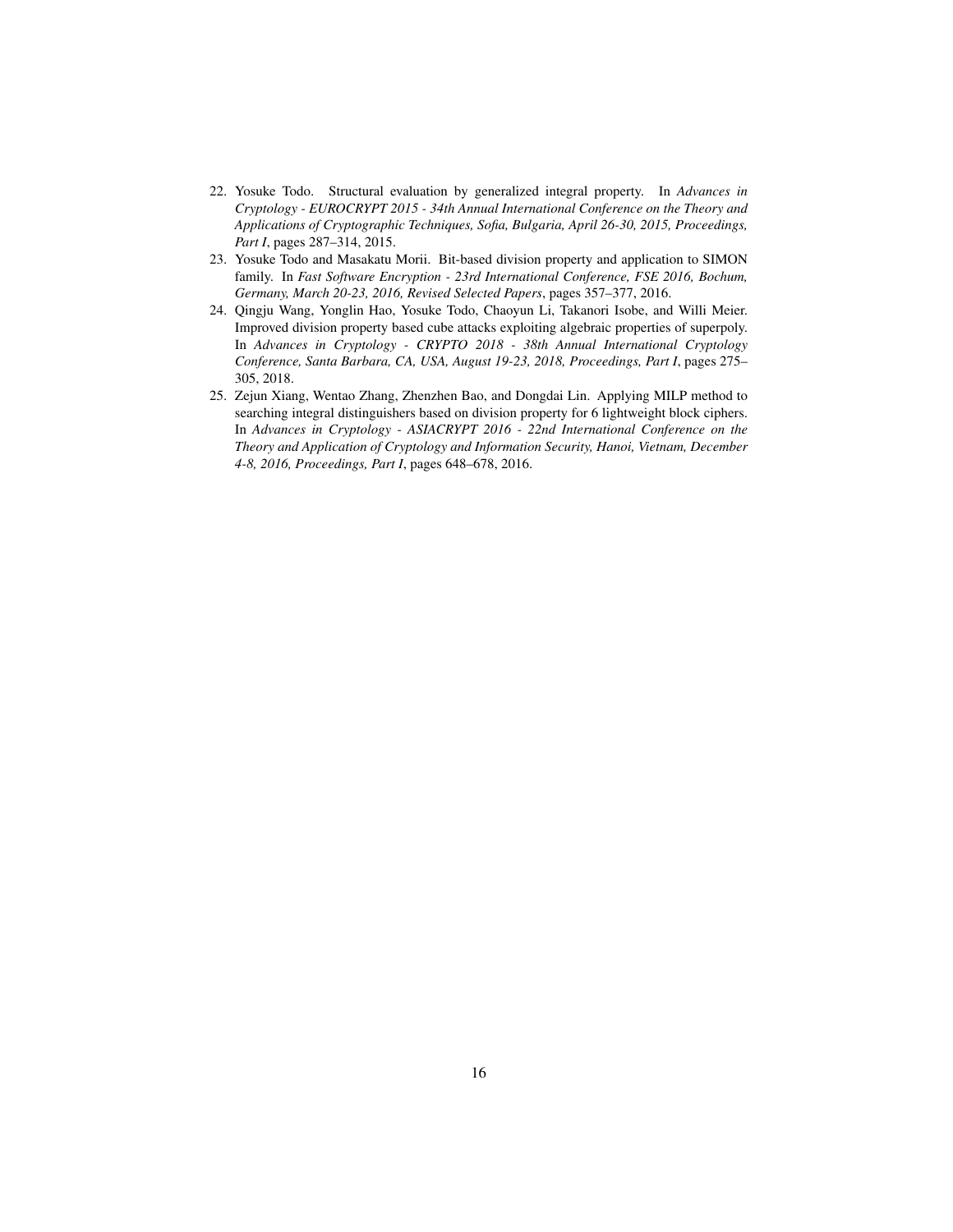22. Yosuke Todo. Structural evaluation by generalized integral property. In *Advances in Cryptology - EUROCRYPT 2015 - 34th Annual International Conference on the Theory and Applications of Cryptographic Techniques, Sofia, Bulgaria, April 26-30, 2015, Proceedings, Part I*, pages 287–314, 2015.
23. Yosuke Todo and Masakatu Morii. Bit-based division property and application to SIMON family. In *Fast Software Encryption - 23rd International Conference, FSE 2016, Bochum, Germany, March 20-23, 2016, Revised Selected Papers*, pages 357–377, 2016.
24. Qingju Wang, Yonglin Hao, Yosuke Todo, Chaoyun Li, Takanori Isobe, and Willi Meier. Improved division property based cube attacks exploiting algebraic properties of superpoly. In *Advances in Cryptology - CRYPTO 2018 - 38th Annual International Cryptology Conference, Santa Barbara, CA, USA, August 19-23, 2018, Proceedings, Part I*, pages 275–305, 2018.
25. Zejun Xiang, Wentao Zhang, Zhenzhen Bao, and Dongdai Lin. Applying MILP method to searching integral distinguishers based on division property for 6 lightweight block ciphers. In *Advances in Cryptology - ASIACRYPT 2016 - 22nd International Conference on the Theory and Application of Cryptology and Information Security, Hanoi, Vietnam, December 4-8, 2016, Proceedings, Part I*, pages 648–678, 2016.